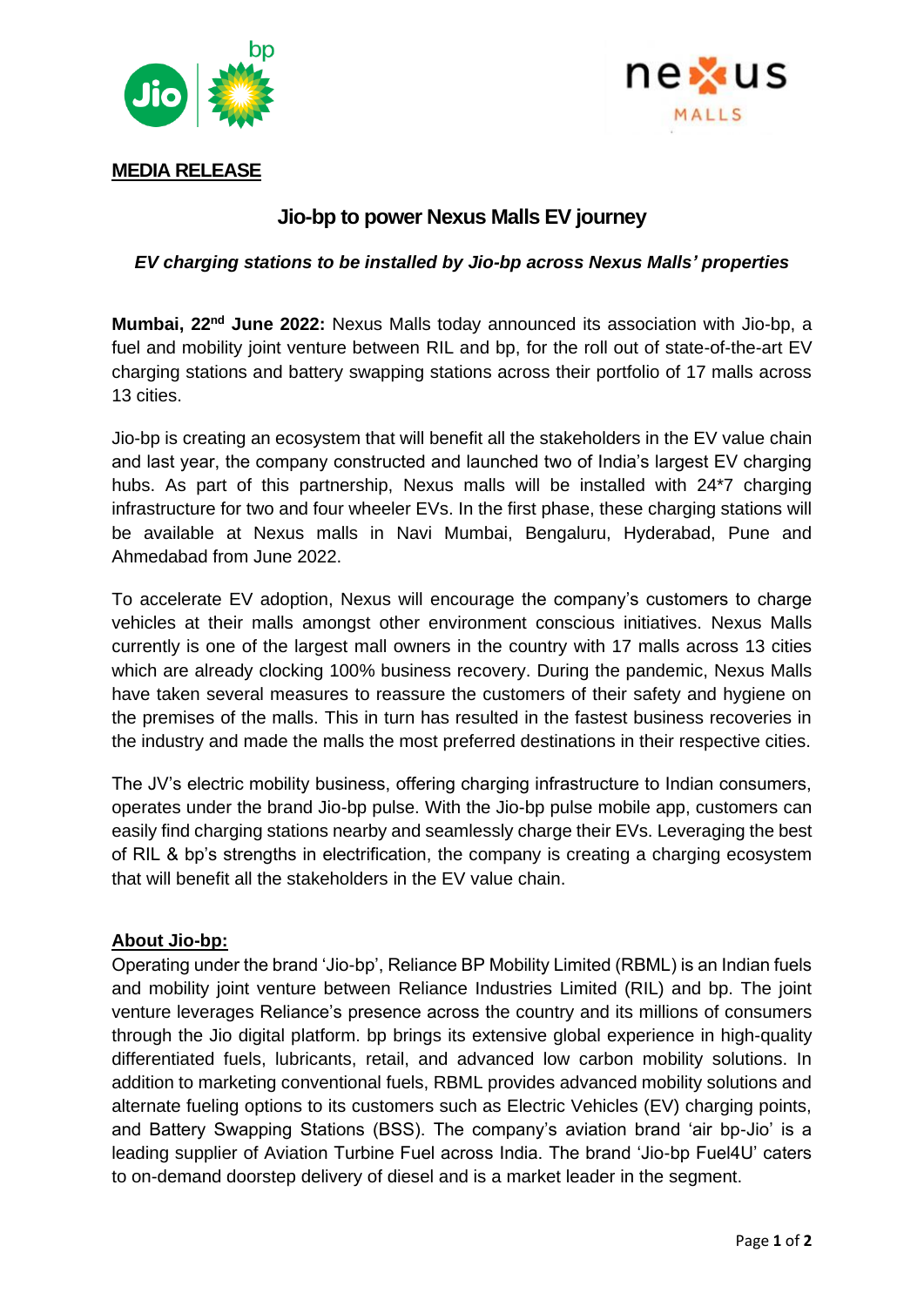**MEDIA RELEASE**

# Jio-bp to power Nexus Malls EV journey

***EV charging stations to be installed by Jio-bp across Nexus Malls' properties***

**Mumbai, 22nd June 2022:** Nexus Malls today announced its association with Jio-bp, a fuel and mobility joint venture between RIL and bp, for the roll out of state-of-the-art EV charging stations and battery swapping stations across their portfolio of 17 malls across 13 cities.

Jio-bp is creating an ecosystem that will benefit all the stakeholders in the EV value chain and last year, the company constructed and launched two of India's largest EV charging hubs. As part of this partnership, Nexus malls will be installed with 24*7 charging infrastructure for two and four wheeler EVs. In the first phase, these charging stations will be available at Nexus malls in Navi Mumbai, Bengaluru, Hyderabad, Pune and Ahmedabad from June 2022.

To accelerate EV adoption, Nexus will encourage the company's customers to charge vehicles at their malls amongst other environment conscious initiatives. Nexus Malls currently is one of the largest mall owners in the country with 17 malls across 13 cities which are already clocking 100% business recovery. During the pandemic, Nexus Malls have taken several measures to reassure the customers of their safety and hygiene on the premises of the malls. This in turn has resulted in the fastest business recoveries in the industry and made the malls the most preferred destinations in their respective cities.

The JV's electric mobility business, offering charging infrastructure to Indian consumers, operates under the brand Jio-bp pulse. With the Jio-bp pulse mobile app, customers can easily find charging stations nearby and seamlessly charge their EVs. Leveraging the best of RIL & bp's strengths in electrification, the company is creating a charging ecosystem that will benefit all the stakeholders in the EV value chain.

## About Jio-bp:

Operating under the brand 'Jio-bp', Reliance BP Mobility Limited (RBML) is an Indian fuels and mobility joint venture between Reliance Industries Limited (RIL) and bp. The joint venture leverages Reliance's presence across the country and its millions of consumers through the Jio digital platform. bp brings its extensive global experience in high-quality differentiated fuels, lubricants, retail, and advanced low carbon mobility solutions. In addition to marketing conventional fuels, RBML provides advanced mobility solutions and alternate fueling options to its customers such as Electric Vehicles (EV) charging points, and Battery Swapping Stations (BSS). The company's aviation brand 'air bp-Jio' is a leading supplier of Aviation Turbine Fuel across India. The brand 'Jio-bp Fuel4U' caters to on-demand doorstep delivery of diesel and is a market leader in the segment.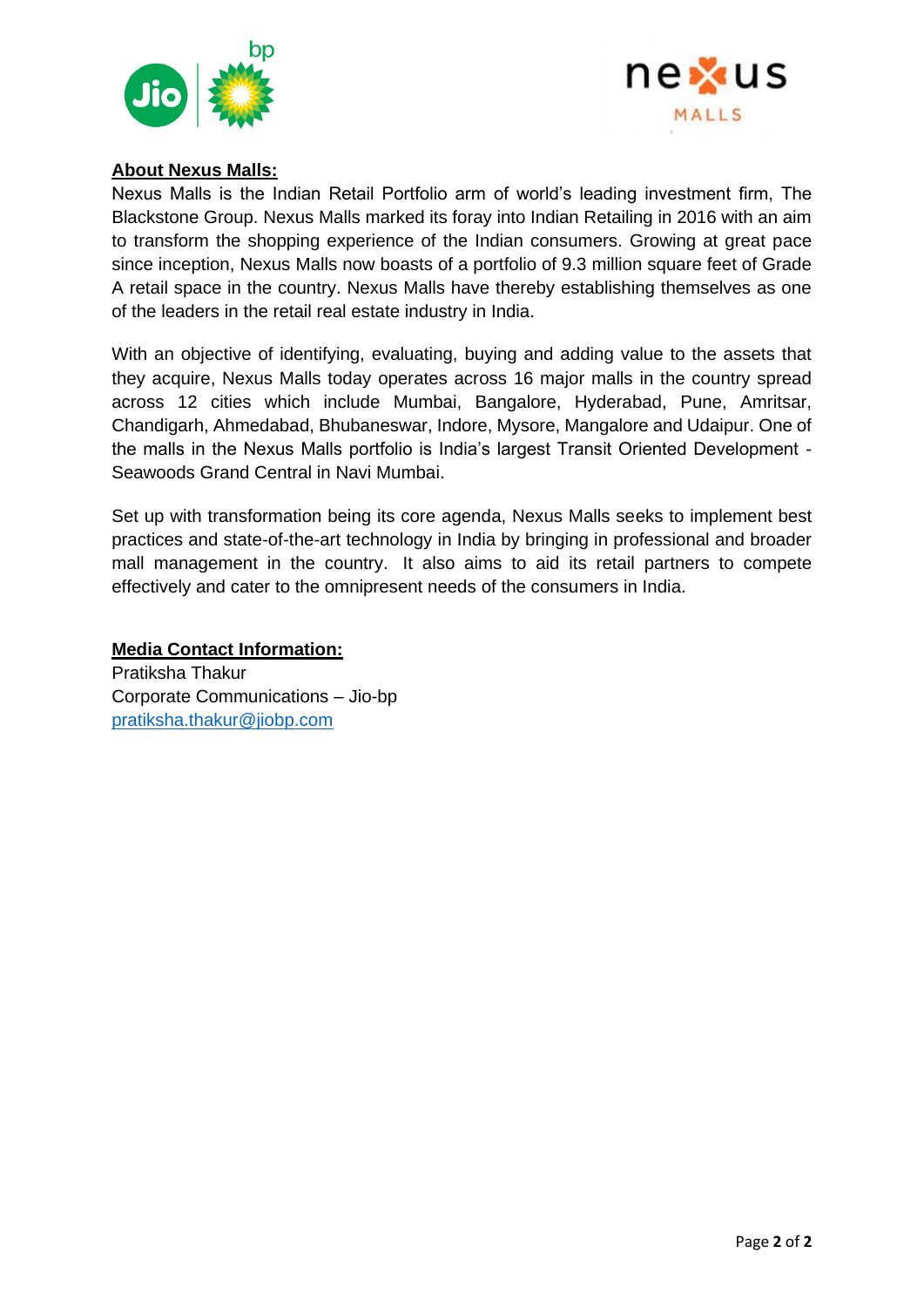**About Nexus Malls:**

Nexus Malls is the Indian Retail Portfolio arm of world's leading investment firm, The Blackstone Group. Nexus Malls marked its foray into Indian Retailing in 2016 with an aim to transform the shopping experience of the Indian consumers. Growing at great pace since inception, Nexus Malls now boasts of a portfolio of 9.3 million square feet of Grade A retail space in the country. Nexus Malls have thereby establishing themselves as one of the leaders in the retail real estate industry in India.

With an objective of identifying, evaluating, buying and adding value to the assets that they acquire, Nexus Malls today operates across 16 major malls in the country spread across 12 cities which include Mumbai, Bangalore, Hyderabad, Pune, Amritsar, Chandigarh, Ahmedabad, Bhubaneswar, Indore, Mysore, Mangalore and Udaipur. One of the malls in the Nexus Malls portfolio is India's largest Transit Oriented Development - Seawoods Grand Central in Navi Mumbai.

Set up with transformation being its core agenda, Nexus Malls seeks to implement best practices and state-of-the-art technology in India by bringing in professional and broader mall management in the country. It also aims to aid its retail partners to compete effectively and cater to the omnipresent needs of the consumers in India.

**Media Contact Information:**

Pratiksha Thakur
Corporate Communications – Jio-bp
pratiksha.thakur@jiobp.com